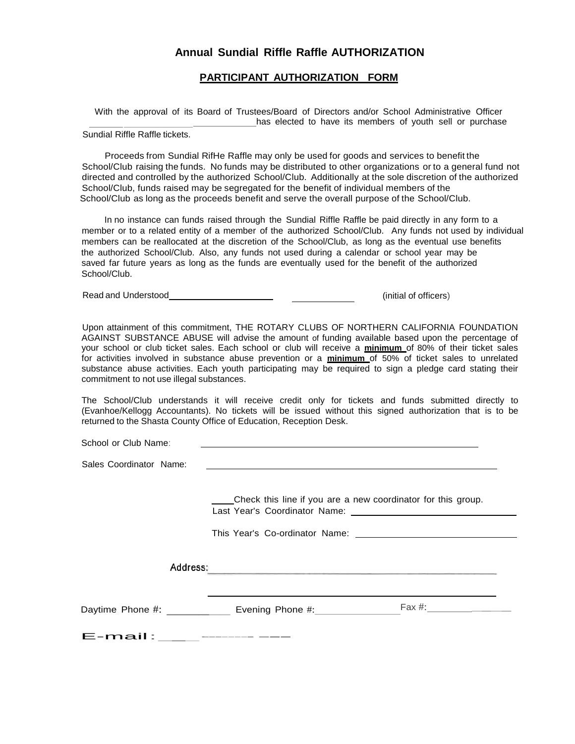## Annual Sundial Riffle Raffle AUTHORIZATION

### PARTICIPANT AUTHORIZATION FORM

With the approval of its Board of Trustees/Board of Directors and/or School Administrative Officer \_\_\_\_\_\_\_\_\_\_\_\_\_\_\_\_\_\_\_\_\_\_\_\_\_\_\_\_\_\_\_\_\_\_ has elected to have its members of youth sell or purchase Sundial Riffle Raffle tickets.

Proceeds from Sundial RifHe Raffle may only be used for goods and services to benefit the School/Club raising the funds. No funds may be distributed to other organizations or to a general fund not directed and controlled by the authorized School/Club. Additionally at the sole discretion of the authorized School/Club, funds raised may be segregated for the benefit of individual members of the School/Club as long as the proceeds benefit and serve the overall purpose of the School/Club.

In no instance can funds raised through the Sundial Riffle Raffle be paid directly in any form to a member or to a related entity of a member of the authorized School/Club. Any funds not used by individual members can be reallocated at the discretion of the School/Club, as long as the eventual use benefits the authorized School/Club. Also, any funds not used during a calendar or school year may be saved far future years as long as the funds are eventually used for the benefit of the authorized School/Club.

Read and Understood\_\_\_\_\_\_\_\_\_\_\_\_\_\_\_\_\_\_\_\_\_\_ \_\_\_\_\_\_\_\_\_\_\_\_\_ (initial of officers)

Upon attainment of this commitment, THE ROTARY CLUBS OF NORTHERN CALIFORNIA FOUNDATION AGAINST SUBSTANCE ABUSE will advise the amount of funding available based upon the percentage of your school or club ticket sales. Each school or club will receive a **minimum** of 80% of their ticket sales for activities involved in substance abuse prevention or a **minimum** of 50% of ticket sales to unrelated substance abuse activities. Each youth participating may be required to sign a pledge card stating their commitment to not use illegal substances.

The School/Club understands it will receive credit only for tickets and funds submitted directly to (Evanhoe/Kellogg Accountants). No tickets will be issued without this signed authorization that is to be returned to the Shasta County Office of Education, Reception Desk.

School or Club Name: \_\_\_\_\_\_\_\_\_\_\_\_\_\_\_\_\_\_\_\_\_\_\_\_\_\_\_\_\_\_\_\_\_\_\_\_\_\_\_\_\_\_\_\_\_\_\_\_\_\_\_\_\_\_

Sales Coordinator Name: \_\_\_\_\_\_\_\_\_\_\_\_\_\_\_\_\_\_\_\_\_\_\_\_\_\_\_\_\_\_\_\_\_\_\_\_\_\_\_\_\_\_\_\_\_\_\_\_\_\_\_\_\_\_

\_\_\_\_Check this line if you are a new coordinator for this group.

Last Year's Coordinator Name: \_\_\_\_\_\_\_\_\_\_\_\_\_\_\_\_\_\_\_\_\_\_\_\_\_\_\_\_\_\_\_\_\_

This Year's Co-ordinator Name: \_\_\_\_\_\_\_\_\_\_\_\_\_\_\_\_\_\_\_\_\_\_\_\_\_\_\_\_\_\_\_\_\_

Address: \_\_\_\_\_\_\_\_\_\_\_\_\_\_\_\_\_\_\_\_\_\_\_\_\_\_\_\_\_\_\_\_\_\_\_\_\_\_\_\_\_\_\_\_\_\_\_\_\_\_\_\_\_\_

\_\_\_\_\_\_\_\_\_\_\_\_\_\_\_\_\_\_\_\_\_\_\_\_\_\_\_\_\_\_\_\_\_\_\_\_\_\_\_\_\_\_\_\_\_\_\_\_\_\_\_\_\_\_

Daytime Phone #: \_\_\_\_\_\_\_\_\_\_\_ Evening Phone #: \_\_\_\_\_\_\_\_\_\_\_\_\_\_\_ Fax #: \_\_\_\_\_\_\_\_\_\_\_\_\_\_

E-mail: \_\_\_\_\_\_\_\_\_\_\_\_\_\_\_\_\_\_\_\_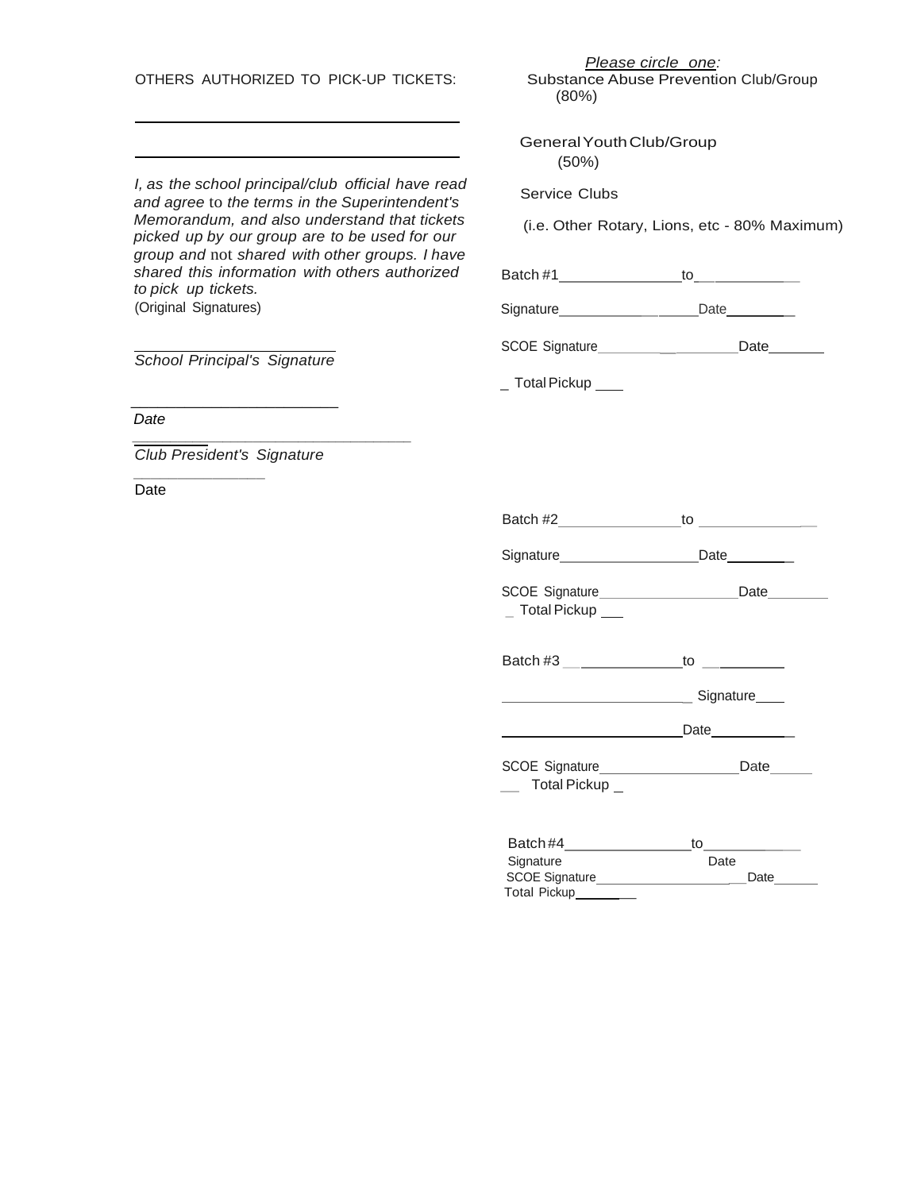OTHERS AUTHORIZED TO PICK-UP TICKETS:

\_\_\_\_\_\_\_\_\_\_\_\_\_\_\_\_\_\_\_\_\_\_\_\_\_\_\_\_\_\_\_\_\_\_\_\_

\_\_\_\_\_\_\_\_\_\_\_\_\_\_\_\_\_\_\_\_\_\_\_\_\_\_\_\_\_\_\_\_\_\_\_\_

*I, as the school principal/club official have read and agree to the terms in the Superintendent's Memorandum, and also understand that tickets picked up by our group are to be used for our group and not shared with other groups. I have shared this information with others authorized to pick up tickets.*

(Original Signatures)

\_\_\_\_\_\_\_\_\_\_\_\_\_\_\_\_\_\_\_\_\_\_\_\_

*School Principal's Signature*

\_\_\_\_\_\_\_\_\_\_\_\_\_\_\_\_\_\_\_\_\_\_\_\_

*Date*

\_\_\_\_\_\_\_\_\_\_\_\_\_\_\_\_\_\_\_\_\_\_\_\_\_\_\_\_\_\_\_\_

*Club President's Signature*

\_\_\_\_\_\_\_\_\_\_\_\_\_\_\_\_

Date

*Please circle one:*

Substance Abuse Prevention Club/Group (80%)

General Youth Club/Group (50%)

Service Clubs

(i.e. Other Rotary, Lions, etc - 80% Maximum)

Batch #1\_\_\_\_\_\_\_\_\_\_\_\_\_\_\_to\_\_\_\_\_\_\_\_\_\_\_\_\_

Signature\_\_\_\_\_\_\_\_\_\_\_\_\_\_\_\_\_\_Date\_\_\_\_\_\_\_\_\_

SCOE Signature\_\_\_\_\_\_\_\_\_\_\_\_\_\_\_\_\_\_Date\_\_\_\_\_\_\_

\_ Total Pickup \_\_\_

Batch #2\_\_\_\_\_\_\_\_\_\_\_\_\_\_\_to \_\_\_\_\_\_\_\_\_\_\_\_\_

Signature\_\_\_\_\_\_\_\_\_\_\_\_\_\_\_\_\_\_Date\_\_\_\_\_\_\_\_\_

SCOE Signature\_\_\_\_\_\_\_\_\_\_\_\_\_\_\_\_\_\_Date\_\_\_\_\_\_\_\_

\_ Total Pickup \_\_\_

Batch #3 \_\_\_\_\_\_\_\_\_\_\_\_\_\_\_to \_\_\_\_\_\_\_\_\_\_

\_\_\_\_\_\_\_\_\_\_\_\_\_\_\_\_\_\_\_\_\_\_\_\_\_ Signature\_\_\_\_

\_\_\_\_\_\_\_\_\_\_\_\_\_\_\_\_\_\_\_\_\_\_\_\_Date\_\_\_\_\_\_\_\_\_\_\_

SCOE Signature\_\_\_\_\_\_\_\_\_\_\_\_\_\_\_\_\_\_Date\_\_\_\_\_

\_\_ Total Pickup \_

Batch #4\_\_\_\_\_\_\_\_\_\_\_\_\_\_\_to\_\_\_\_\_\_\_\_\_\_\_\_

Signature Date

SCOE Signature\_\_\_\_\_\_\_\_\_\_\_\_\_\_\_\_\_\_\_\_Date\_\_\_\_\_\_

Total Pickup\_\_\_\_\_\_\_\_\_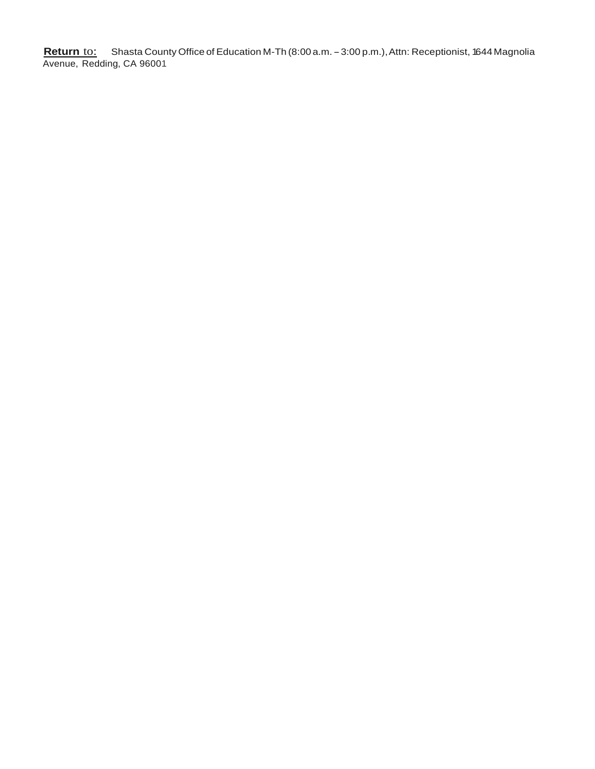**<u>Return</u>** <u>to:</u> Shasta County Office of Education M-Th (8:00 a.m. – 3:00 p.m.), Attn: Receptionist, 1644 Magnolia Avenue, Redding, CA 96001